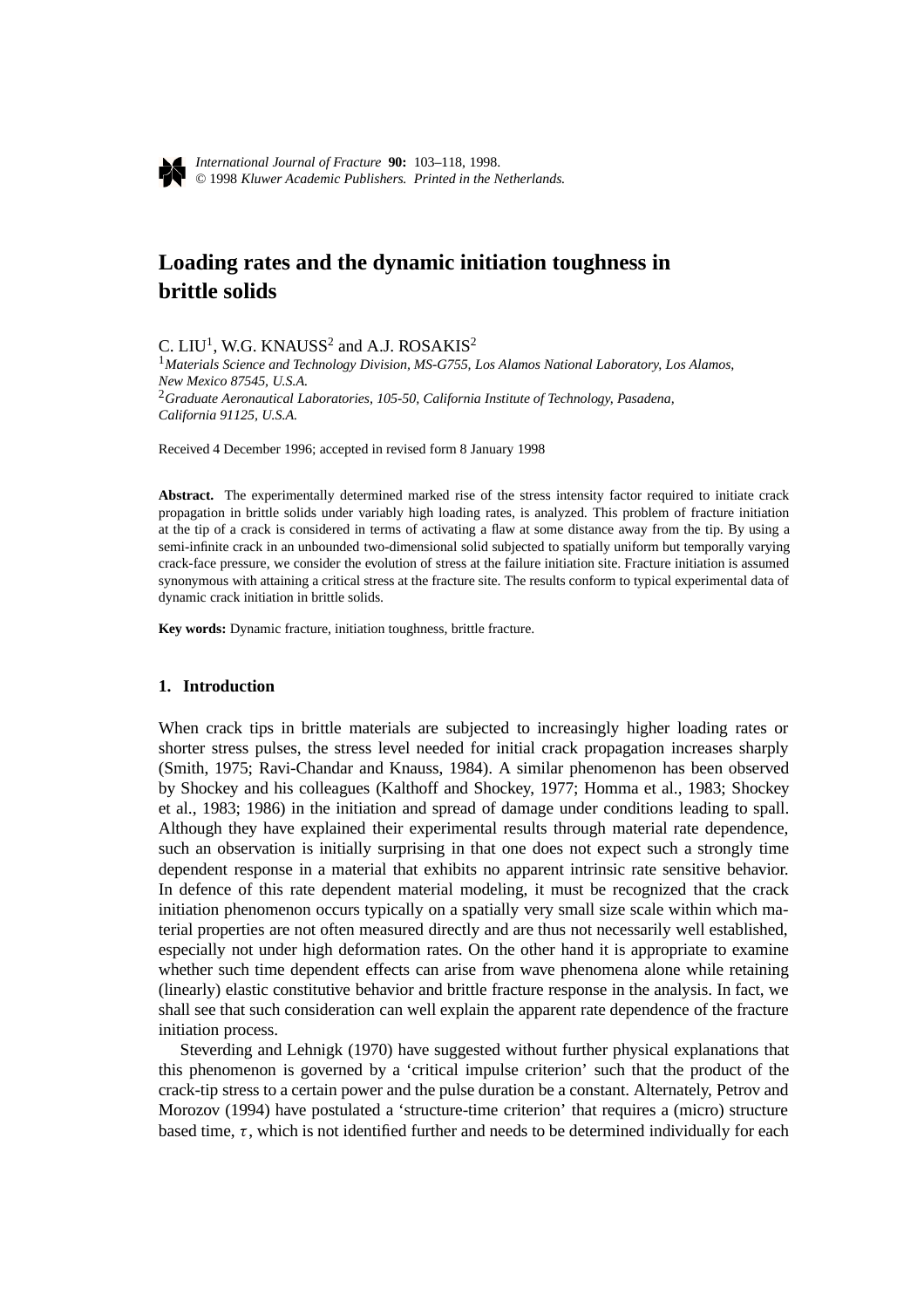*International Journal of Fracture* **90:** 103–118, 1998.
© 1998 *Kluwer Academic Publishers. Printed in the Netherlands.*

# Loading rates and the dynamic initiation toughness in brittle solids

C. LIU[1], W.G. KNAUSS[2] and A.J. ROSAKIS[2]

[1]*Materials Science and Technology Division, MS-G755, Los Alamos National Laboratory, Los Alamos, New Mexico 87545, U.S.A.*
[2]*Graduate Aeronautical Laboratories, 105-50, California Institute of Technology, Pasadena, California 91125, U.S.A.*

Received 4 December 1996; accepted in revised form 8 January 1998

**Abstract.** The experimentally determined marked rise of the stress intensity factor required to initiate crack propagation in brittle solids under variably high loading rates, is analyzed. This problem of fracture initiation at the tip of a crack is considered in terms of activating a flaw at some distance away from the tip. By using a semi-infinite crack in an unbounded two-dimensional solid subjected to spatially uniform but temporally varying crack-face pressure, we consider the evolution of stress at the failure initiation site. Fracture initiation is assumed synonymous with attaining a critical stress at the fracture site. The results conform to typical experimental data of dynamic crack initiation in brittle solids.

**Key words:** Dynamic fracture, initiation toughness, brittle fracture.

## 1. Introduction

When crack tips in brittle materials are subjected to increasingly higher loading rates or shorter stress pulses, the stress level needed for initial crack propagation increases sharply (Smith, 1975; Ravi-Chandar and Knauss, 1984). A similar phenomenon has been observed by Shockey and his colleagues (Kalthoff and Shockey, 1977; Homma et al., 1983; Shockey et al., 1983; 1986) in the initiation and spread of damage under conditions leading to spall. Although they have explained their experimental results through material rate dependence, such an observation is initially surprising in that one does not expect such a strongly time dependent response in a material that exhibits no apparent intrinsic rate sensitive behavior. In defence of this rate dependent material modeling, it must be recognized that the crack initiation phenomenon occurs typically on a spatially very small size scale within which material properties are not often measured directly and are thus not necessarily well established, especially not under high deformation rates. On the other hand it is appropriate to examine whether such time dependent effects can arise from wave phenomena alone while retaining (linearly) elastic constitutive behavior and brittle fracture response in the analysis. In fact, we shall see that such consideration can well explain the apparent rate dependence of the fracture initiation process.

Steverding and Lehnigk (1970) have suggested without further physical explanations that this phenomenon is governed by a 'critical impulse criterion' such that the product of the crack-tip stress to a certain power and the pulse duration be a constant. Alternately, Petrov and Morozov (1994) have postulated a 'structure-time criterion' that requires a (micro) structure based time, $\tau$, which is not identified further and needs to be determined individually for each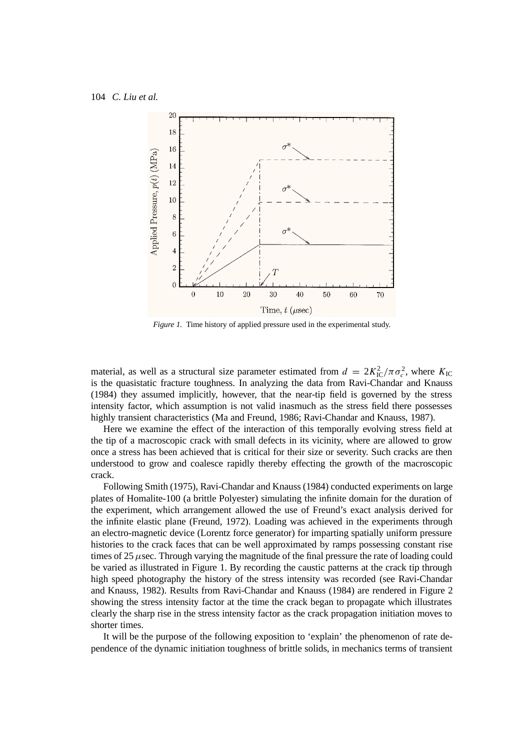*Figure 1.* Time history of applied pressure used in the experimental study.

material, as well as a structural size parameter estimated from $d = 2K_{\mathrm{IC}}^2/\pi\sigma_c^2$, where $K_{\mathrm{IC}}$ is the quasistatic fracture toughness. In analyzing the data from Ravi-Chandar and Knauss (1984) they assumed implicitly, however, that the near-tip field is governed by the stress intensity factor, which assumption is not valid inasmuch as the stress field there possesses highly transient characteristics (Ma and Freund, 1986; Ravi-Chandar and Knauss, 1987).

Here we examine the effect of the interaction of this temporally evolving stress field at the tip of a macroscopic crack with small defects in its vicinity, where are allowed to grow once a stress has been achieved that is critical for their size or severity. Such cracks are then understood to grow and coalesce rapidly thereby effecting the growth of the macroscopic crack.

Following Smith (1975), Ravi-Chandar and Knauss (1984) conducted experiments on large plates of Homalite-100 (a brittle Polyester) simulating the infinite domain for the duration of the experiment, which arrangement allowed the use of Freund's exact analysis derived for the infinite elastic plane (Freund, 1972). Loading was achieved in the experiments through an electro-magnetic device (Lorentz force generator) for imparting spatially uniform pressure histories to the crack faces that can be well approximated by ramps possessing constant rise times of 25 $\mu$sec. Through varying the magnitude of the final pressure the rate of loading could be varied as illustrated in Figure 1. By recording the caustic patterns at the crack tip through high speed photography the history of the stress intensity was recorded (see Ravi-Chandar and Knauss, 1982). Results from Ravi-Chandar and Knauss (1984) are rendered in Figure 2 showing the stress intensity factor at the time the crack began to propagate which illustrates clearly the sharp rise in the stress intensity factor as the crack propagation initiation moves to shorter times.

It will be the purpose of the following exposition to 'explain' the phenomenon of rate dependence of the dynamic initiation toughness of brittle solids, in mechanics terms of transient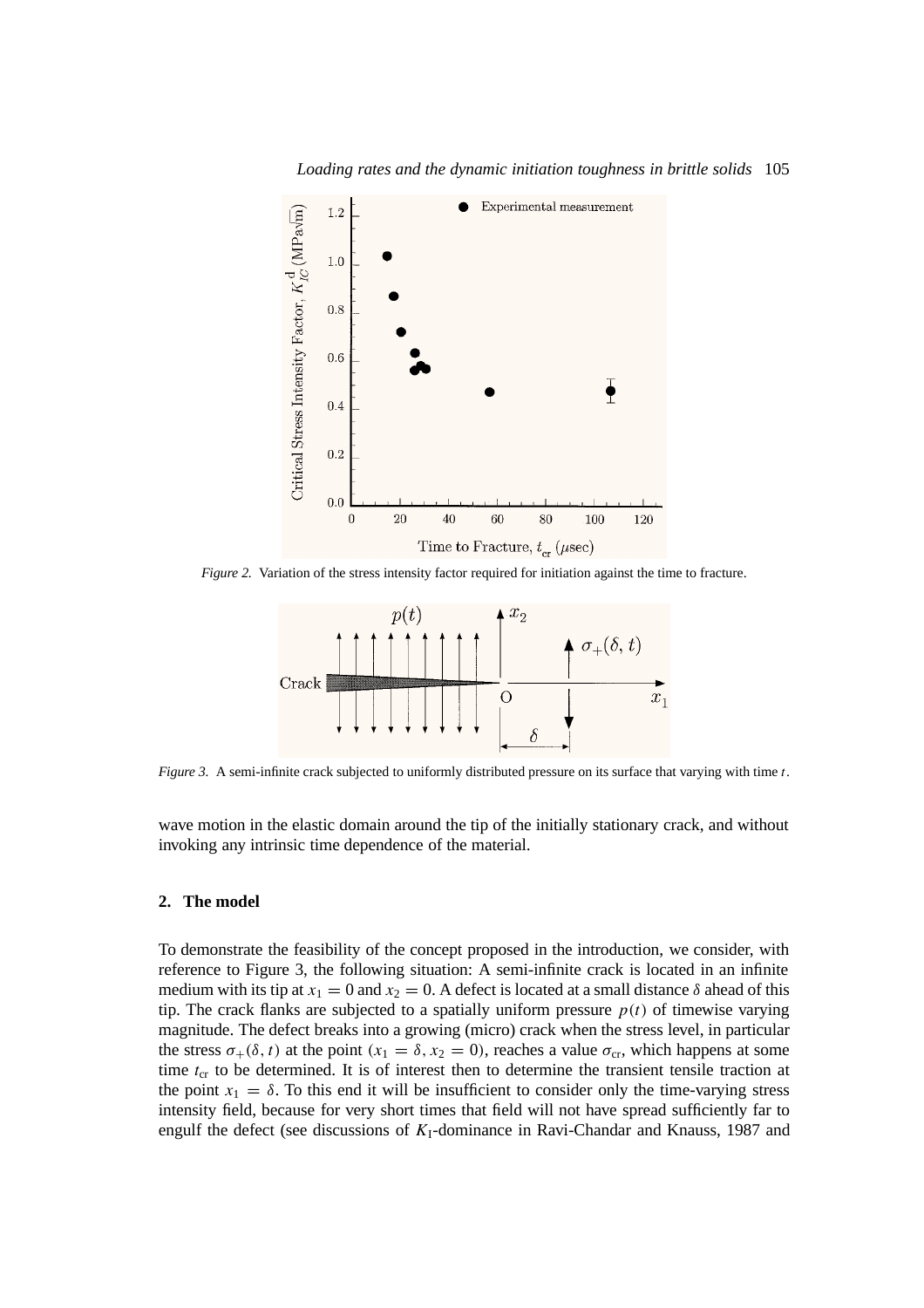*Figure 2.* Variation of the stress intensity factor required for initiation against the time to fracture.

*Figure 3.* A semi-infinite crack subjected to uniformly distributed pressure on its surface that varying with time $t$.

wave motion in the elastic domain around the tip of the initially stationary crack, and without invoking any intrinsic time dependence of the material.

## 2. The model

To demonstrate the feasibility of the concept proposed in the introduction, we consider, with reference to Figure 3, the following situation: A semi-infinite crack is located in an infinite medium with its tip at $x_1 = 0$ and $x_2 = 0$. A defect is located at a small distance $\delta$ ahead of this tip. The crack flanks are subjected to a spatially uniform pressure $p(t)$ of timewise varying magnitude. The defect breaks into a growing (micro) crack when the stress level, in particular the stress $\sigma_+(\delta, t)$ at the point $(x_1 = \delta, x_2 = 0)$, reaches a value $\sigma_{\mathrm{cr}}$, which happens at some time $t_{\mathrm{cr}}$ to be determined. It is of interest then to determine the transient tensile traction at the point $x_1 = \delta$. To this end it will be insufficient to consider only the time-varying stress intensity field, because for very short times that field will not have spread sufficiently far to engulf the defect (see discussions of $K_{\mathrm{I}}$-dominance in Ravi-Chandar and Knauss, 1987 and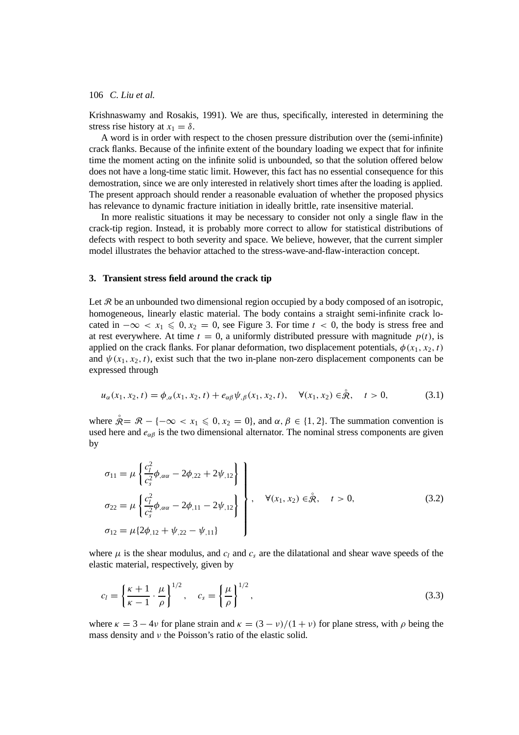Krishnaswamy and Rosakis, 1991). We are thus, specifically, interested in determining the stress rise history at $x_1 = \delta$.

A word is in order with respect to the chosen pressure distribution over the (semi-infinite) crack flanks. Because of the infinite extent of the boundary loading we expect that for infinite time the moment acting on the infinite solid is unbounded, so that the solution offered below does not have a long-time static limit. However, this fact has no essential consequence for this demostration, since we are only interested in relatively short times after the loading is applied. The present approach should render a reasonable evaluation of whether the proposed physics has relevance to dynamic fracture initiation in ideally brittle, rate insensitive material.

In more realistic situations it may be necessary to consider not only a single flaw in the crack-tip region. Instead, it is probably more correct to allow for statistical distributions of defects with respect to both severity and space. We believe, however, that the current simpler model illustrates the behavior attached to the stress-wave-and-flaw-interaction concept.

## 3. Transient stress field around the crack tip

Let $\mathcal{R}$ be an unbounded two dimensional region occupied by a body composed of an isotropic, homogeneous, linearly elastic material. The body contains a straight semi-infinite crack located in $-\infty < x_1 \leqslant 0, x_2 = 0$, see Figure 3. For time $t < 0$, the body is stress free and at rest everywhere. At time $t = 0$, a uniformly distributed pressure with magnitude $p(t)$, is applied on the crack flanks. For planar deformation, two displacement potentials, $\phi(x_1, x_2, t)$ and $\psi(x_1, x_2, t)$, exist such that the two in-plane non-zero displacement components can be expressed through

$$u_\alpha(x_1, x_2, t) = \phi_{,\alpha}(x_1, x_2, t) + e_{\alpha\beta}\psi_{,\beta}(x_1, x_2, t), \quad \forall (x_1, x_2) \in \mathring{\mathcal{R}}, \quad t > 0, \tag{3.1}$$

where $\mathring{\mathcal{R}} = \mathcal{R} - \{-\infty < x_1 \leqslant 0, x_2 = 0\}$, and $\alpha, \beta \in \{1, 2\}$. The summation convention is used here and $e_{\alpha\beta}$ is the two dimensional alternator. The nominal stress components are given by

$$\left.\begin{aligned}
\sigma_{11} &= \mu\left\{\frac{c_l^2}{c_s^2}\phi_{,\alpha\alpha} - 2\phi_{,22} + 2\psi_{,12}\right\} \\
\sigma_{22} &= \mu\left\{\frac{c_l^2}{c_s^2}\phi_{,\alpha\alpha} - 2\phi_{,11} - 2\psi_{,12}\right\} \\
\sigma_{12} &= \mu\{2\phi_{,12} + \psi_{,22} - \psi_{,11}\}
\end{aligned}\right\}, \quad \forall (x_1, x_2) \in \mathring{\mathcal{R}}, \quad t > 0, \tag{3.2}$$

where $\mu$ is the shear modulus, and $c_l$ and $c_s$ are the dilatational and shear wave speeds of the elastic material, respectively, given by

$$c_l = \left\{\frac{\kappa + 1}{\kappa - 1} \cdot \frac{\mu}{\rho}\right\}^{1/2}, \quad c_s = \left\{\frac{\mu}{\rho}\right\}^{1/2}, \tag{3.3}$$

where $\kappa = 3 - 4\nu$ for plane strain and $\kappa = (3 - \nu)/(1 + \nu)$ for plane stress, with $\rho$ being the mass density and $\nu$ the Poisson's ratio of the elastic solid.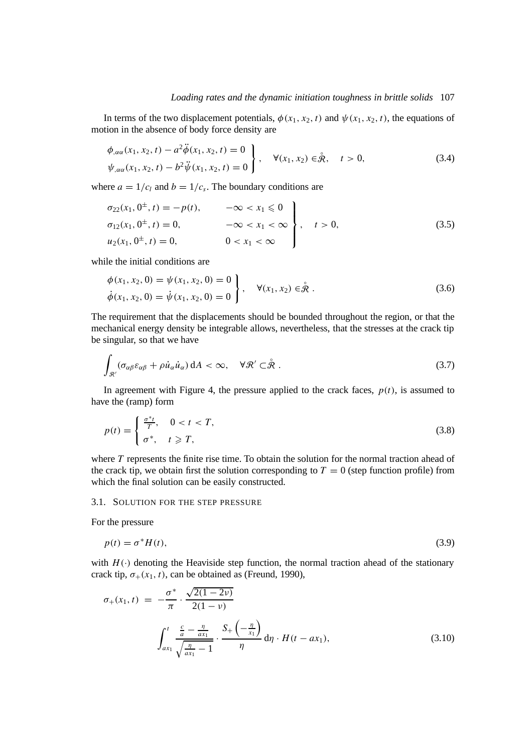In terms of the two displacement potentials, $\phi(x_1, x_2, t)$ and $\psi(x_1, x_2, t)$, the equations of motion in the absence of body force density are

$$\left.\begin{aligned} \phi_{,\alpha\alpha}(x_1, x_2, t) - a^2\ddot{\phi}(x_1, x_2, t) = 0 \\ \psi_{,\alpha\alpha}(x_1, x_2, t) - b^2\ddot{\psi}(x_1, x_2, t) = 0 \end{aligned}\right\}, \quad \forall (x_1, x_2) \in \mathring{\mathcal{R}}, \quad t > 0, \tag{3.4}$$

where $a = 1/c_l$ and $b = 1/c_s$. The boundary conditions are

$$\left.\begin{aligned} &\sigma_{22}(x_1, 0^{\pm}, t) = -p(t), && -\infty < x_1 \leqslant 0 \\ &\sigma_{12}(x_1, 0^{\pm}, t) = 0, && -\infty < x_1 < \infty \\ &u_2(x_1, 0^{\pm}, t) = 0, && 0 < x_1 < \infty \end{aligned}\right\}, \quad t > 0, \tag{3.5}$$

while the initial conditions are

$$\left.\begin{aligned} \phi(x_1, x_2, 0) = \psi(x_1, x_2, 0) = 0 \\ \dot{\phi}(x_1, x_2, 0) = \dot{\psi}(x_1, x_2, 0) = 0 \end{aligned}\right\}, \quad \forall (x_1, x_2) \in \mathring{\mathcal{R}} \,. \tag{3.6}$$

The requirement that the displacements should be bounded throughout the region, or that the mechanical energy density be integrable allows, nevertheless, that the stresses at the crack tip be singular, so that we have

$$\int_{\mathcal{R}'} (\sigma_{\alpha\beta}\varepsilon_{\alpha\beta} + \rho \dot{u}_{\alpha}\dot{u}_{\alpha})\, \mathrm{d}A < \infty, \quad \forall \mathcal{R}' \subset \mathring{\mathcal{R}} \,. \tag{3.7}$$

In agreement with Figure 4, the pressure applied to the crack faces, $p(t)$, is assumed to have the (ramp) form

$$p(t) = \begin{cases} \frac{\sigma^* t}{T}, & 0 < t < T, \\ \sigma^*, & t \geqslant T, \end{cases} \tag{3.8}$$

where $T$ represents the finite rise time. To obtain the solution for the normal traction ahead of the crack tip, we obtain first the solution corresponding to $T = 0$ (step function profile) from which the final solution can be easily constructed.

### 3.1. Solution for the step pressure

For the pressure

$$p(t) = \sigma^* H(t), \tag{3.9}$$

with $H(\cdot)$ denoting the Heaviside step function, the normal traction ahead of the stationary crack tip, $\sigma_+(x_1, t)$, can be obtained as (Freund, 1990),

$$\begin{aligned} \sigma_+(x_1, t) \;=\; & -\frac{\sigma^*}{\pi} \cdot \frac{\sqrt{2(1-2\nu)}}{2(1-\nu)} \\ & \int_{ax_1}^{t} \frac{\frac{c}{a} - \frac{\eta}{ax_1}}{\sqrt{\frac{\eta}{ax_1} - 1}} \cdot \frac{S_+\left(-\frac{\eta}{x_1}\right)}{\eta}\, \mathrm{d}\eta \cdot H(t - ax_1), \end{aligned} \tag{3.10}$$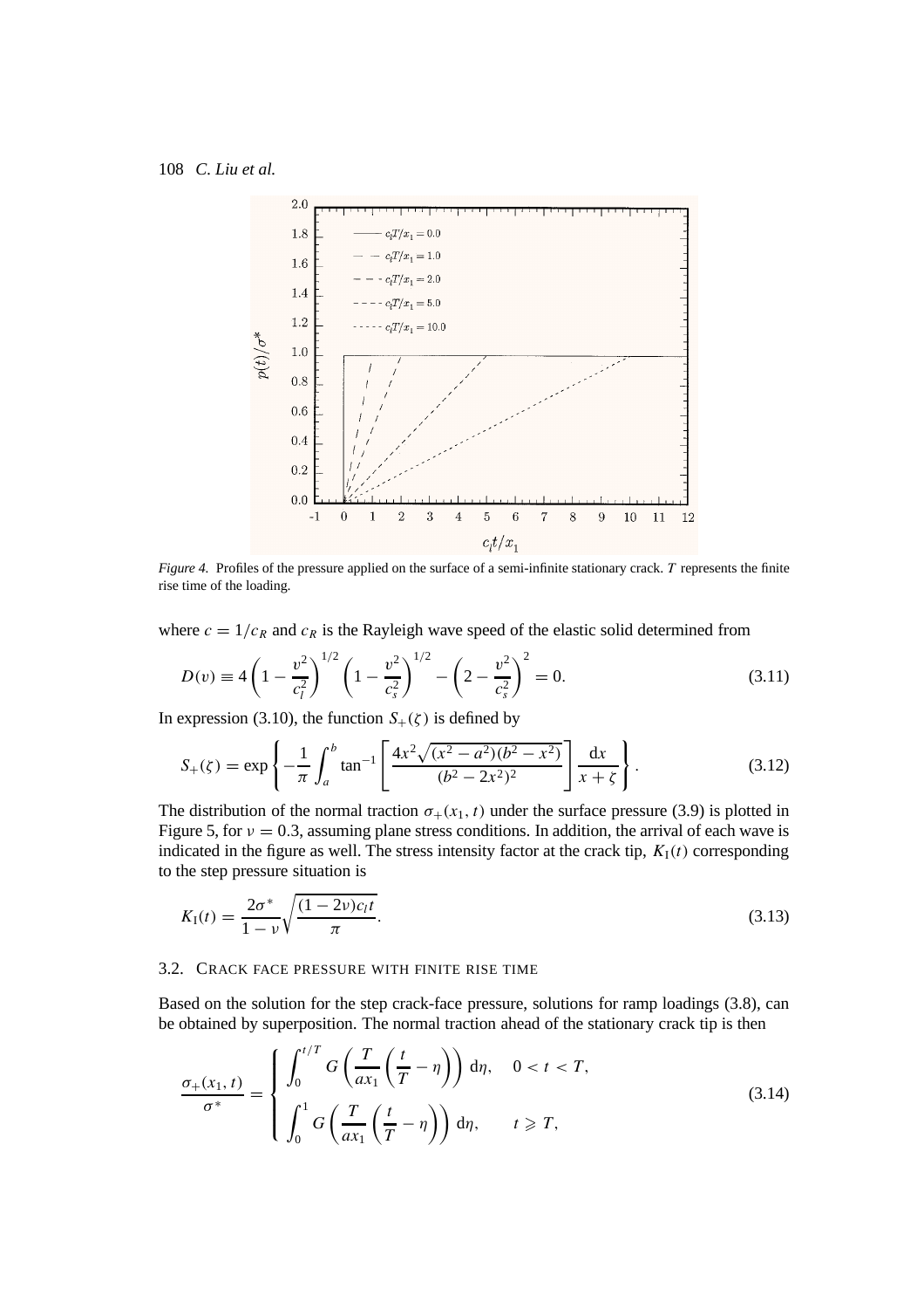*Figure 4.* Profiles of the pressure applied on the surface of a semi-infinite stationary crack. $T$ represents the finite rise time of the loading.

where $c = 1/c_R$ and $c_R$ is the Rayleigh wave speed of the elastic solid determined from

$$D(v) \equiv 4\left(1-\frac{v^2}{c_l^2}\right)^{1/2}\left(1-\frac{v^2}{c_s^2}\right)^{1/2}-\left(2-\frac{v^2}{c_s^2}\right)^2=0. \tag{3.11}$$

In expression (3.10), the function $S_+(\zeta)$ is defined by

$$S_+(\zeta)=\exp\left\{-\frac{1}{\pi}\int_a^b \tan^{-1}\left[\frac{4x^2\sqrt{(x^2-a^2)(b^2-x^2)}}{(b^2-2x^2)^2}\right]\frac{\mathrm{d}x}{x+\zeta}\right\}. \tag{3.12}$$

The distribution of the normal traction $\sigma_+(x_1, t)$ under the surface pressure (3.9) is plotted in Figure 5, for $\nu = 0.3$, assuming plane stress conditions. In addition, the arrival of each wave is indicated in the figure as well. The stress intensity factor at the crack tip, $K_{\mathrm{I}}(t)$ corresponding to the step pressure situation is

$$K_{\mathrm{I}}(t)=\frac{2\sigma^*}{1-\nu}\sqrt{\frac{(1-2\nu)c_l t}{\pi}}. \tag{3.13}$$

### 3.2. Crack face pressure with finite rise time

Based on the solution for the step crack-face pressure, solutions for ramp loadings (3.8), can be obtained by superposition. The normal traction ahead of the stationary crack tip is then

$$\frac{\sigma_+(x_1,t)}{\sigma^*}=\begin{cases}\displaystyle\int_0^{t/T} G\left(\frac{T}{ax_1}\left(\frac{t}{T}-\eta\right)\right)\mathrm{d}\eta, & 0<t<T,\\[2ex] \displaystyle\int_0^{1} G\left(\frac{T}{ax_1}\left(\frac{t}{T}-\eta\right)\right)\mathrm{d}\eta, & t\geqslant T,\end{cases} \tag{3.14}$$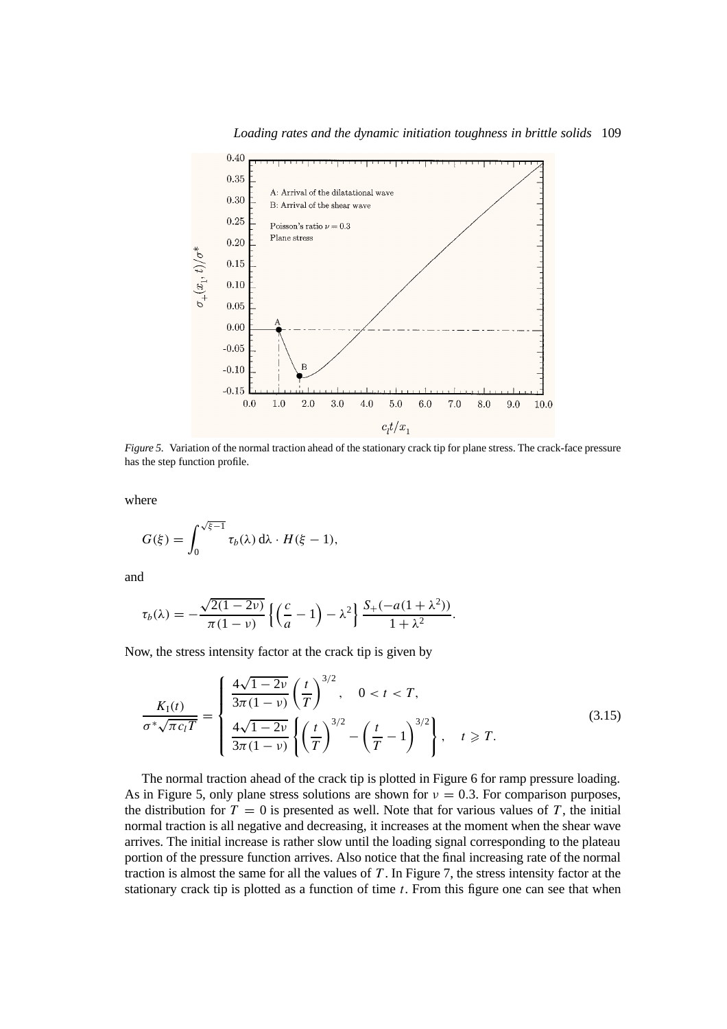*Figure 5.* Variation of the normal traction ahead of the stationary crack tip for plane stress. The crack-face pressure has the step function profile.

where

$$G(\xi) = \int_0^{\sqrt{\xi-1}} \tau_b(\lambda)\, \mathrm{d}\lambda \cdot H(\xi - 1),$$

and

$$\tau_b(\lambda) = -\frac{\sqrt{2(1-2\nu)}}{\pi(1-\nu)} \left\{ \left(\frac{c}{a} - 1\right) - \lambda^2 \right\} \frac{S_+(-a(1+\lambda^2))}{1+\lambda^2}.$$

Now, the stress intensity factor at the crack tip is given by

$$\frac{K_{\mathrm{I}}(t)}{\sigma^* \sqrt{\pi c_l T}} = \begin{cases} \dfrac{4\sqrt{1-2\nu}}{3\pi(1-\nu)} \left(\dfrac{t}{T}\right)^{3/2}, & 0 < t < T, \\[2ex] \dfrac{4\sqrt{1-2\nu}}{3\pi(1-\nu)} \left\{ \left(\dfrac{t}{T}\right)^{3/2} - \left(\dfrac{t}{T} - 1\right)^{3/2} \right\}, & t \geqslant T. \end{cases} \tag{3.15}$$

The normal traction ahead of the crack tip is plotted in Figure 6 for ramp pressure loading. As in Figure 5, only plane stress solutions are shown for $\nu = 0.3$. For comparison purposes, the distribution for $T = 0$ is presented as well. Note that for various values of $T$, the initial normal traction is all negative and decreasing, it increases at the moment when the shear wave arrives. The initial increase is rather slow until the loading signal corresponding to the plateau portion of the pressure function arrives. Also notice that the final increasing rate of the normal traction is almost the same for all the values of $T$. In Figure 7, the stress intensity factor at the stationary crack tip is plotted as a function of time $t$. From this figure one can see that when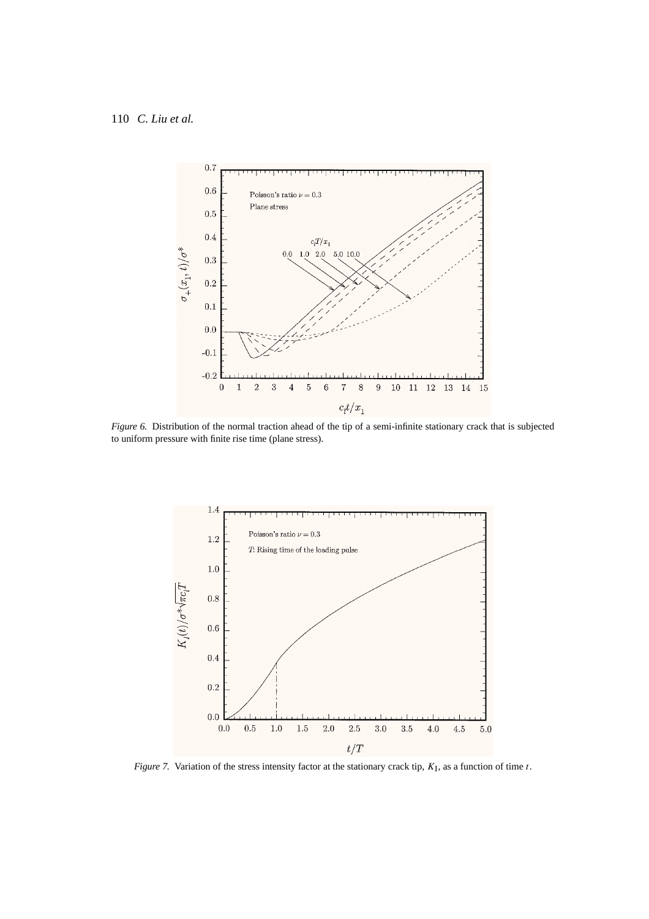*Figure 6.* Distribution of the normal traction ahead of the tip of a semi-infinite stationary crack that is subjected to uniform pressure with finite rise time (plane stress).

*Figure 7.* Variation of the stress intensity factor at the stationary crack tip, $K_I$, as a function of time $t$.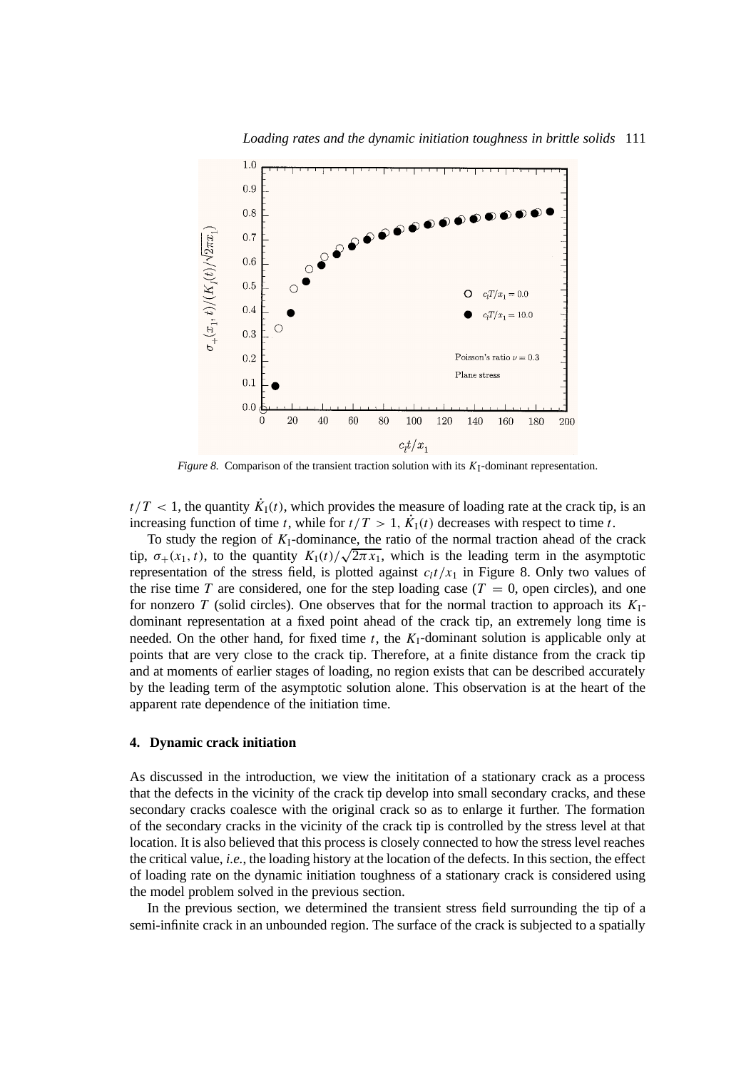*Figure 8.* Comparison of the transient traction solution with its $K_I$-dominant representation.

$t/T < 1$, the quantity $\dot{K}_I(t)$, which provides the measure of loading rate at the crack tip, is an increasing function of time $t$, while for $t/T > 1$, $\dot{K}_I(t)$ decreases with respect to time $t$.

To study the region of $K_I$-dominance, the ratio of the normal traction ahead of the crack tip, $\sigma_+(x_1, t)$, to the quantity $K_I(t)/\sqrt{2\pi x_1}$, which is the leading term in the asymptotic representation of the stress field, is plotted against $c_l t/x_1$ in Figure 8. Only two values of the rise time $T$ are considered, one for the step loading case ($T = 0$, open circles), and one for nonzero $T$ (solid circles). One observes that for the normal traction to approach its $K_I$-dominant representation at a fixed point ahead of the crack tip, an extremely long time is needed. On the other hand, for fixed time $t$, the $K_I$-dominant solution is applicable only at points that are very close to the crack tip. Therefore, at a finite distance from the crack tip and at moments of earlier stages of loading, no region exists that can be described accurately by the leading term of the asymptotic solution alone. This observation is at the heart of the apparent rate dependence of the initiation time.

## 4. Dynamic crack initiation

As discussed in the introduction, we view the inititation of a stationary crack as a process that the defects in the vicinity of the crack tip develop into small secondary cracks, and these secondary cracks coalesce with the original crack so as to enlarge it further. The formation of the secondary cracks in the vicinity of the crack tip is controlled by the stress level at that location. It is also believed that this process is closely connected to how the stress level reaches the critical value, *i.e.*, the loading history at the location of the defects. In this section, the effect of loading rate on the dynamic initiation toughness of a stationary crack is considered using the model problem solved in the previous section.

In the previous section, we determined the transient stress field surrounding the tip of a semi-infinite crack in an unbounded region. The surface of the crack is subjected to a spatially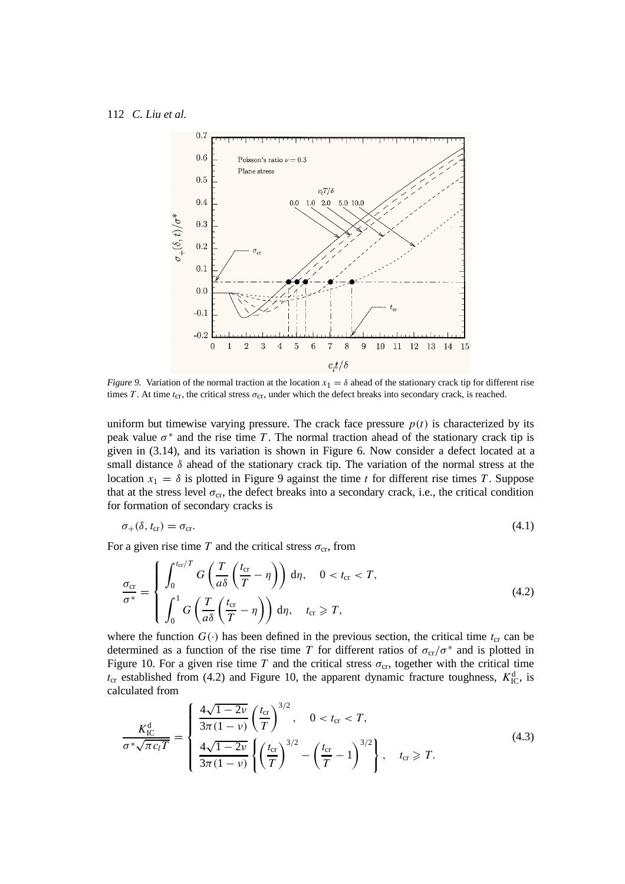*Figure 9.* Variation of the normal traction at the location $x_1 = \delta$ ahead of the stationary crack tip for different rise times $T$. At time $t_{cr}$, the critical stress $\sigma_{cr}$, under which the defect breaks into secondary crack, is reached.

uniform but timewise varying pressure. The crack face pressure $p(t)$ is characterized by its peak value $\sigma^*$ and the rise time $T$. The normal traction ahead of the stationary crack tip is given in (3.14), and its variation is shown in Figure 6. Now consider a defect located at a small distance $\delta$ ahead of the stationary crack tip. The variation of the normal stress at the location $x_1 = \delta$ is plotted in Figure 9 against the time $t$ for different rise times $T$. Suppose that at the stress level $\sigma_{cr}$, the defect breaks into a secondary crack, i.e., the critical condition for formation of secondary cracks is

$$\sigma_+(\delta, t_{cr}) = \sigma_{cr}. \tag{4.1}$$

For a given rise time $T$ and the critical stress $\sigma_{cr}$, from

$$\frac{\sigma_{cr}}{\sigma^*} = \begin{cases} \displaystyle\int_0^{t_{cr}/T} G\left(\frac{T}{a\delta}\left(\frac{t_{cr}}{T} - \eta\right)\right) \mathrm{d}\eta, & 0 < t_{cr} < T, \\ \displaystyle\int_0^{1} G\left(\frac{T}{a\delta}\left(\frac{t_{cr}}{T} - \eta\right)\right) \mathrm{d}\eta, & t_{cr} \geqslant T, \end{cases} \tag{4.2}$$

where the function $G(\cdot)$ has been defined in the previous section, the critical time $t_{cr}$ can be determined as a function of the rise time $T$ for different ratios of $\sigma_{cr}/\sigma^*$ and is plotted in Figure 10. For a given rise time $T$ and the critical stress $\sigma_{cr}$, together with the critical time $t_{cr}$ established from (4.2) and Figure 10, the apparent dynamic fracture toughness, $K_{IC}^{d}$, is calculated from

$$\frac{K_{IC}^{d}}{\sigma^*\sqrt{\pi c_l T}} = \begin{cases} \dfrac{4\sqrt{1-2\nu}}{3\pi(1-\nu)}\left(\dfrac{t_{cr}}{T}\right)^{3/2}, & 0 < t_{cr} < T, \\ \dfrac{4\sqrt{1-2\nu}}{3\pi(1-\nu)}\left\{\left(\dfrac{t_{cr}}{T}\right)^{3/2} - \left(\dfrac{t_{cr}}{T} - 1\right)^{3/2}\right\}, & t_{cr} \geqslant T. \end{cases} \tag{4.3}$$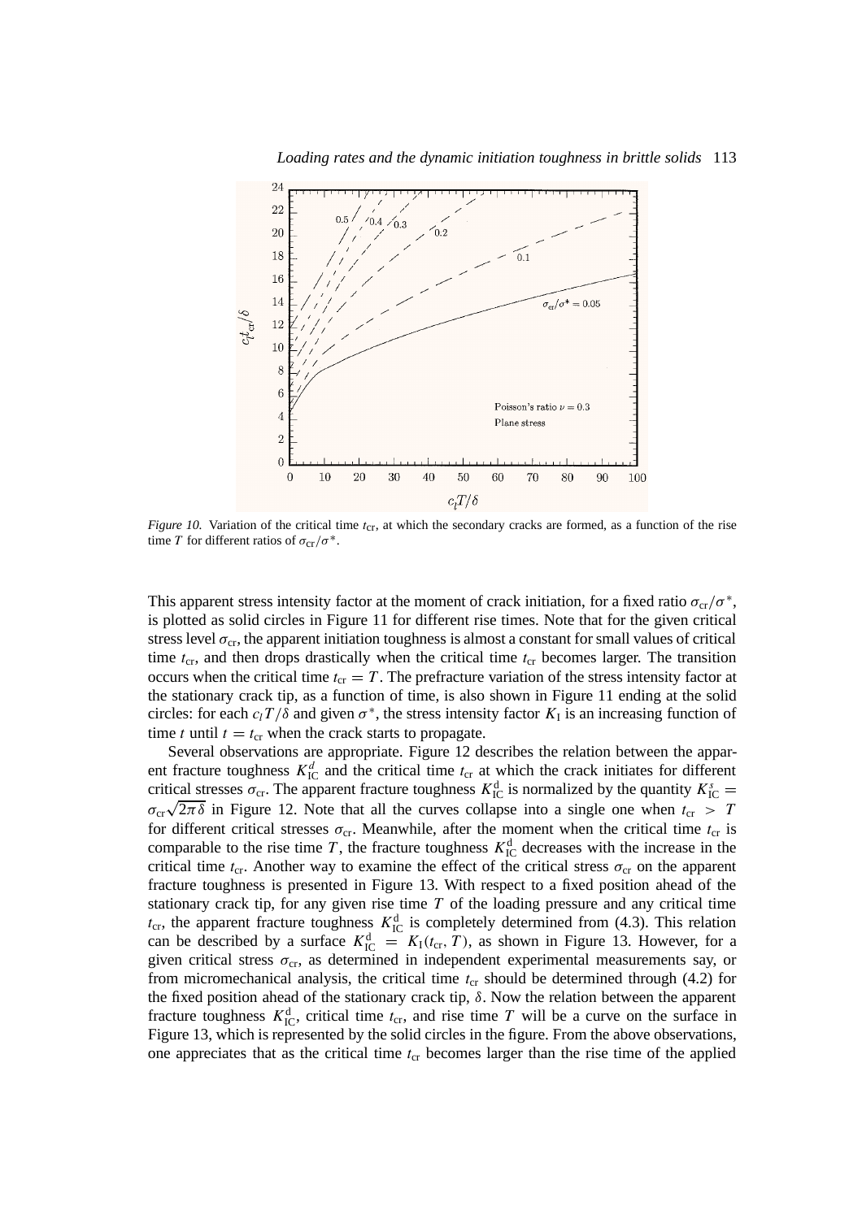*Figure 10.* Variation of the critical time $t_{cr}$, at which the secondary cracks are formed, as a function of the rise time $T$ for different ratios of $\sigma_{cr}/\sigma^*$.

This apparent stress intensity factor at the moment of crack initiation, for a fixed ratio $\sigma_{cr}/\sigma^*$, is plotted as solid circles in Figure 11 for different rise times. Note that for the given critical stress level $\sigma_{cr}$, the apparent initiation toughness is almost a constant for small values of critical time $t_{cr}$, and then drops drastically when the critical time $t_{cr}$ becomes larger. The transition occurs when the critical time $t_{cr} = T$. The prefracture variation of the stress intensity factor at the stationary crack tip, as a function of time, is also shown in Figure 11 ending at the solid circles: for each $c_l T/\delta$ and given $\sigma^*$, the stress intensity factor $K_I$ is an increasing function of time $t$ until $t = t_{cr}$ when the crack starts to propagate.

Several observations are appropriate. Figure 12 describes the relation between the apparent fracture toughness $K_{IC}^d$ and the critical time $t_{cr}$ at which the crack initiates for different critical stresses $\sigma_{cr}$. The apparent fracture toughness $K_{IC}^d$ is normalized by the quantity $K_{IC}^s = \sigma_{cr}\sqrt{2\pi\delta}$ in Figure 12. Note that all the curves collapse into a single one when $t_{cr} > T$ for different critical stresses $\sigma_{cr}$. Meanwhile, after the moment when the critical time $t_{cr}$ is comparable to the rise time $T$, the fracture toughness $K_{IC}^d$ decreases with the increase in the critical time $t_{cr}$. Another way to examine the effect of the critical stress $\sigma_{cr}$ on the apparent fracture toughness is presented in Figure 13. With respect to a fixed position ahead of the stationary crack tip, for any given rise time $T$ of the loading pressure and any critical time $t_{cr}$, the apparent fracture toughness $K_{IC}^d$ is completely determined from (4.3). This relation can be described by a surface $K_{IC}^d = K_I(t_{cr}, T)$, as shown in Figure 13. However, for a given critical stress $\sigma_{cr}$, as determined in independent experimental measurements say, or from micromechanical analysis, the critical time $t_{cr}$ should be determined through (4.2) for the fixed position ahead of the stationary crack tip, $\delta$. Now the relation between the apparent fracture toughness $K_{IC}^d$, critical time $t_{cr}$, and rise time $T$ will be a curve on the surface in Figure 13, which is represented by the solid circles in the figure. From the above observations, one appreciates that as the critical time $t_{cr}$ becomes larger than the rise time of the applied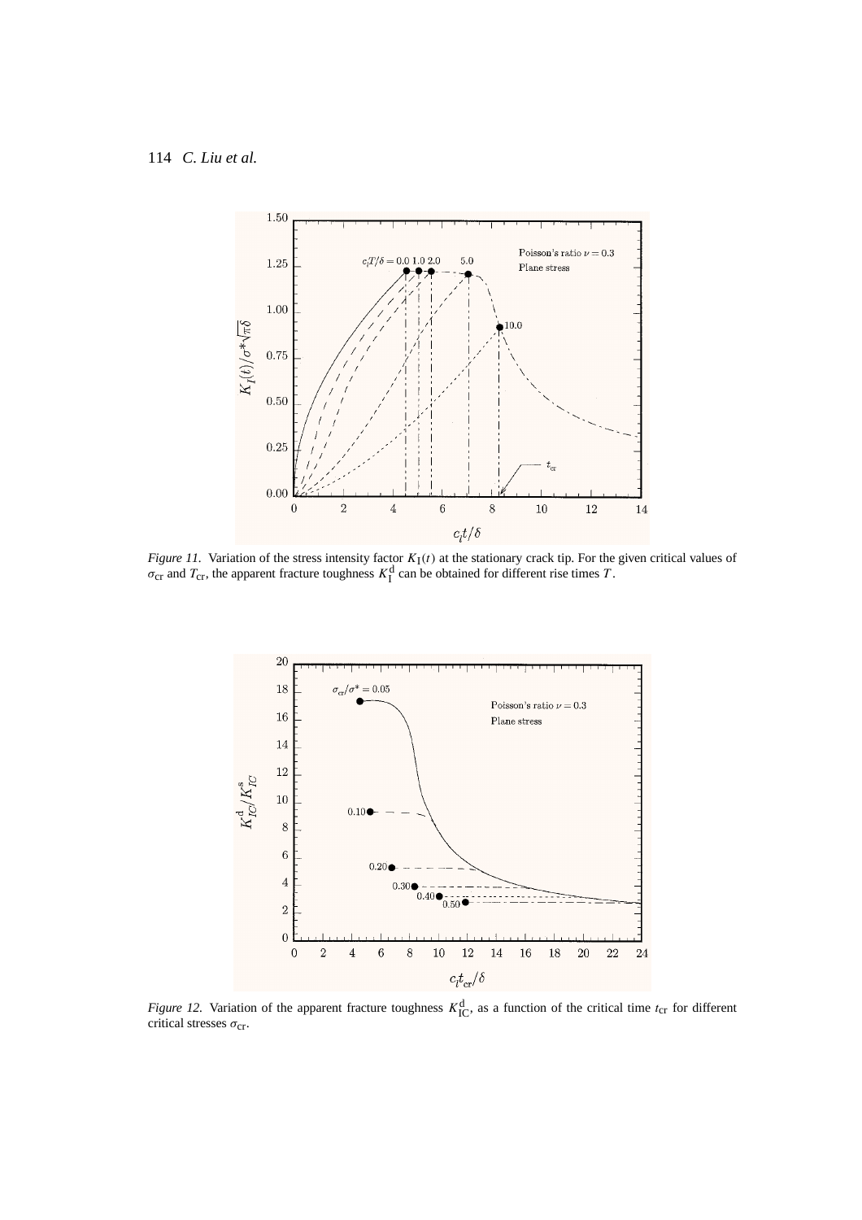*Figure 11.* Variation of the stress intensity factor $K_{\mathrm{I}}(t)$ at the stationary crack tip. For the given critical values of $\sigma_{\mathrm{cr}}$ and $T_{\mathrm{cr}}$, the apparent fracture toughness $K_{\mathrm{I}}^{\mathrm{d}}$ can be obtained for different rise times $T$.

*Figure 12.* Variation of the apparent fracture toughness $K_{\mathrm{IC}}^{\mathrm{d}}$, as a function of the critical time $t_{\mathrm{cr}}$ for different critical stresses $\sigma_{\mathrm{cr}}$.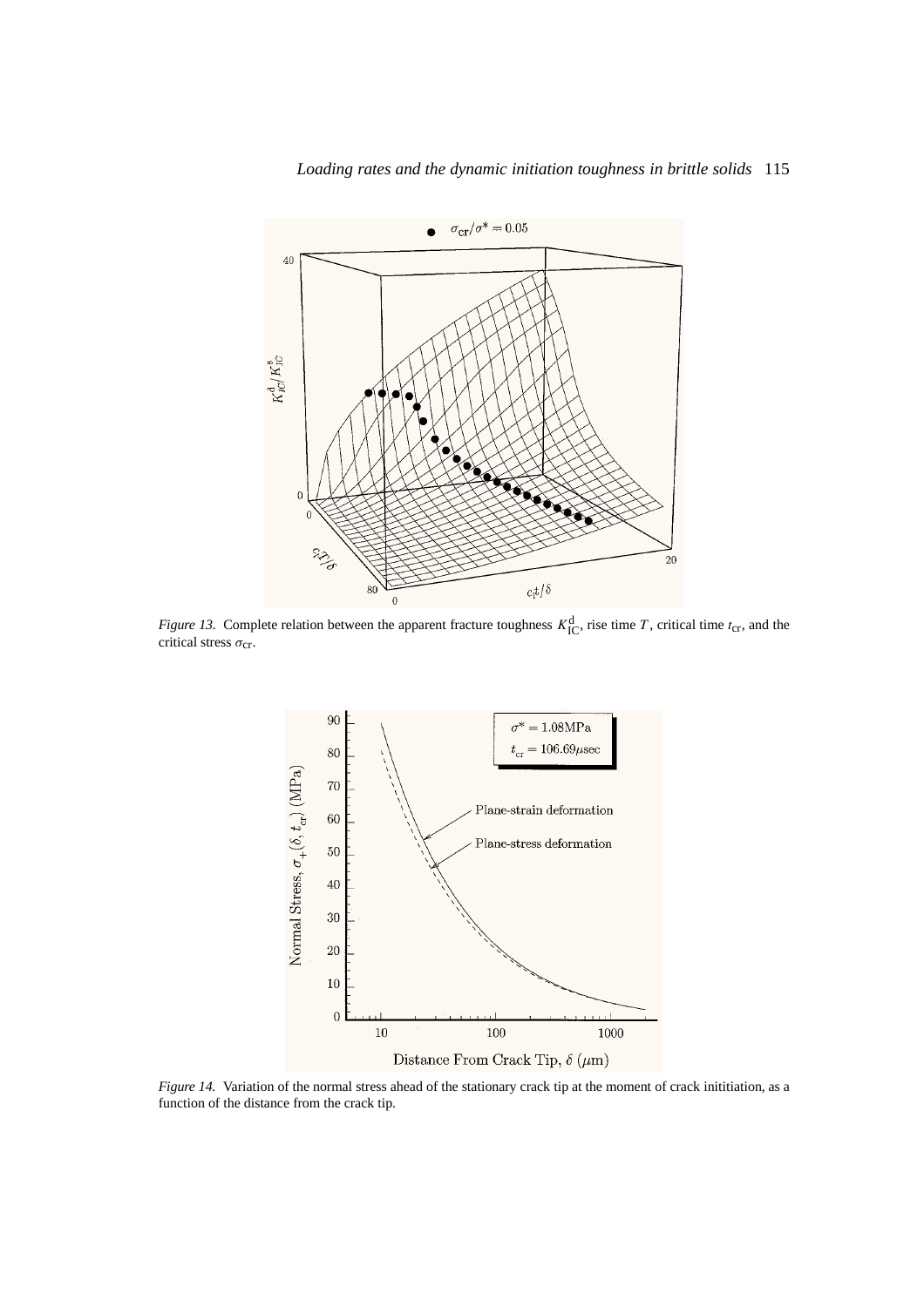*Figure 13.* Complete relation between the apparent fracture toughness $K_{IC}^{d}$, rise time $T$, critical time $t_{cr}$, and the critical stress $\sigma_{cr}$.

*Figure 14.* Variation of the normal stress ahead of the stationary crack tip at the moment of crack inititiation, as a function of the distance from the crack tip.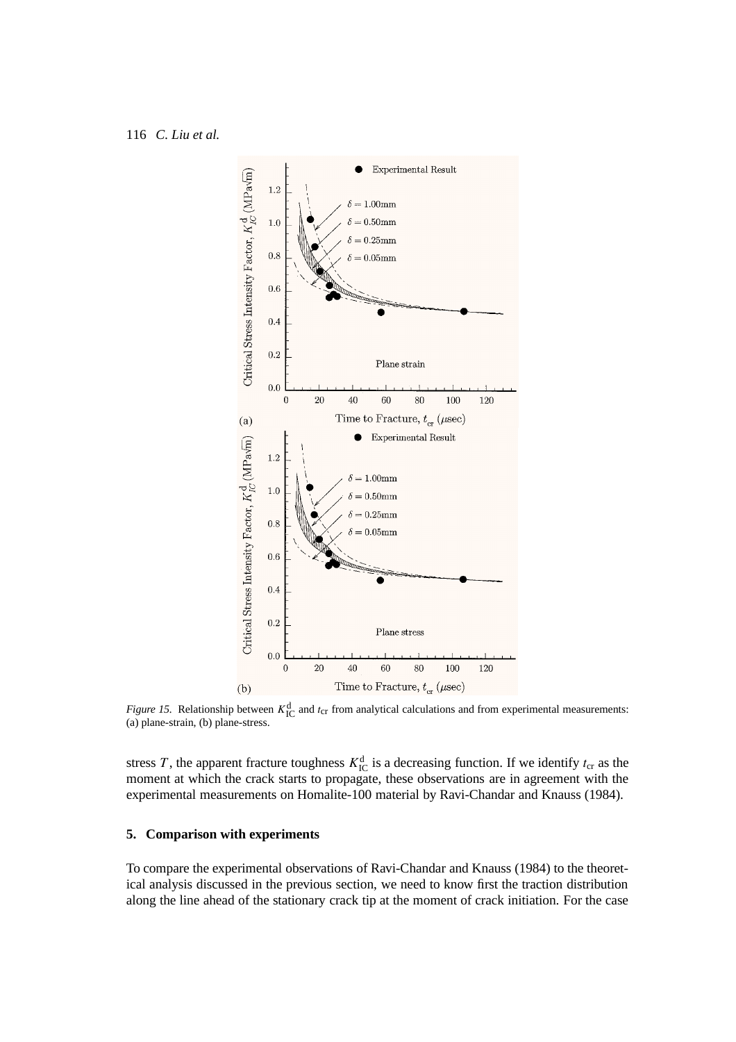*Figure 15.* Relationship between $K_{IC}^{d}$ and $t_{cr}$ from analytical calculations and from experimental measurements: (a) plane-strain, (b) plane-stress.

stress $T$, the apparent fracture toughness $K_{IC}^{d}$ is a decreasing function. If we identify $t_{cr}$ as the moment at which the crack starts to propagate, these observations are in agreement with the experimental measurements on Homalite-100 material by Ravi-Chandar and Knauss (1984).

## 5. Comparison with experiments

To compare the experimental observations of Ravi-Chandar and Knauss (1984) to the theoretical analysis discussed in the previous section, we need to know first the traction distribution along the line ahead of the stationary crack tip at the moment of crack initiation. For the case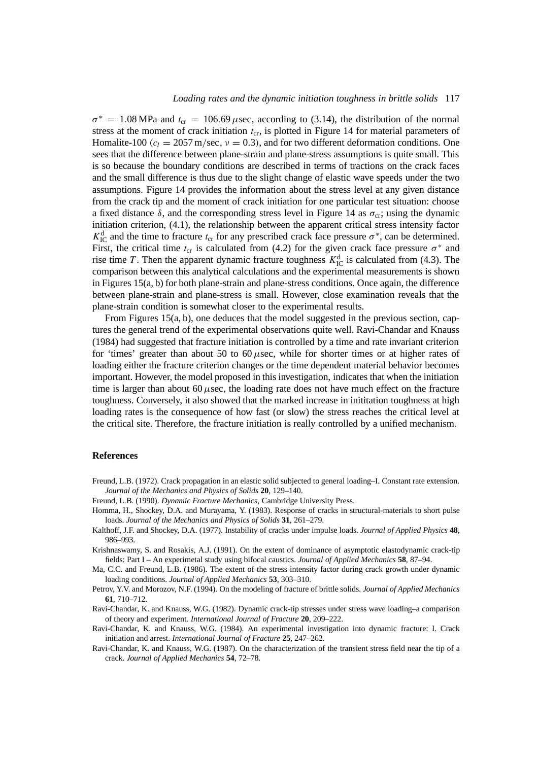$\sigma^* = 1.08\,\text{MPa}$ and $t_{\text{cr}} = 106.69\,\mu\text{sec}$, according to (3.14), the distribution of the normal stress at the moment of crack initiation $t_{\text{cr}}$, is plotted in Figure 14 for material parameters of Homalite-100 ($c_l = 2057\,\text{m/sec}$, $\nu = 0.3$), and for two different deformation conditions. One sees that the difference between plane-strain and plane-stress assumptions is quite small. This is so because the boundary conditions are described in terms of tractions on the crack faces and the small difference is thus due to the slight change of elastic wave speeds under the two assumptions. Figure 14 provides the information about the stress level at any given distance from the crack tip and the moment of crack initiation for one particular test situation: choose a fixed distance $\delta$, and the corresponding stress level in Figure 14 as $\sigma_{\text{cr}}$; using the dynamic initiation criterion, (4.1), the relationship between the apparent critical stress intensity factor $K_{\text{IC}}^{\text{d}}$ and the time to fracture $t_{\text{cr}}$ for any prescribed crack face pressure $\sigma^*$, can be determined. First, the critical time $t_{\text{cr}}$ is calculated from (4.2) for the given crack face pressure $\sigma^*$ and rise time $T$. Then the apparent dynamic fracture toughness $K_{\text{IC}}^{\text{d}}$ is calculated from (4.3). The comparison between this analytical calculations and the experimental measurements is shown in Figures 15(a, b) for both plane-strain and plane-stress conditions. Once again, the difference between plane-strain and plane-stress is small. However, close examination reveals that the plane-strain condition is somewhat closer to the experimental results.

From Figures 15(a, b), one deduces that the model suggested in the previous section, captures the general trend of the experimental observations quite well. Ravi-Chandar and Knauss (1984) had suggested that fracture initiation is controlled by a time and rate invariant criterion for 'times' greater than about 50 to 60 $\mu$sec, while for shorter times or at higher rates of loading either the fracture criterion changes or the time dependent material behavior becomes important. However, the model proposed in this investigation, indicates that when the initiation time is larger than about 60 $\mu$sec, the loading rate does not have much effect on the fracture toughness. Conversely, it also showed that the marked increase in inititation toughness at high loading rates is the consequence of how fast (or slow) the stress reaches the critical level at the critical site. Therefore, the fracture initiation is really controlled by a unified mechanism.

## References

Freund, L.B. (1972). Crack propagation in an elastic solid subjected to general loading–I. Constant rate extension. *Journal of the Mechanics and Physics of Solids* **20**, 129–140.

Freund, L.B. (1990). *Dynamic Fracture Mechanics*, Cambridge University Press.

Homma, H., Shockey, D.A. and Murayama, Y. (1983). Response of cracks in structural-materials to short pulse loads. *Journal of the Mechanics and Physics of Solids* **31**, 261–279.

Kalthoff, J.F. and Shockey, D.A. (1977). Instability of cracks under impulse loads. *Journal of Applied Physics* **48**, 986–993.

Krishnaswamy, S. and Rosakis, A.J. (1991). On the extent of dominance of asymptotic elastodynamic crack-tip fields: Part I – An experimetal study using bifocal caustics. *Journal of Applied Mechanics* **58**, 87–94.

Ma, C.C. and Freund, L.B. (1986). The extent of the stress intensity factor during crack growth under dynamic loading conditions. *Journal of Applied Mechanics* **53**, 303–310.

Petrov, Y.V. and Morozov, N.F. (1994). On the modeling of fracture of brittle solids. *Journal of Applied Mechanics* **61**, 710–712.

Ravi-Chandar, K. and Knauss, W.G. (1982). Dynamic crack-tip stresses under stress wave loading–a comparison of theory and experiment. *International Journal of Fracture* **20**, 209–222.

Ravi-Chandar, K. and Knauss, W.G. (1984). An experimental investigation into dynamic fracture: I. Crack initiation and arrest. *International Journal of Fracture* **25**, 247–262.

Ravi-Chandar, K. and Knauss, W.G. (1987). On the characterization of the transient stress field near the tip of a crack. *Journal of Applied Mechanics* **54**, 72–78.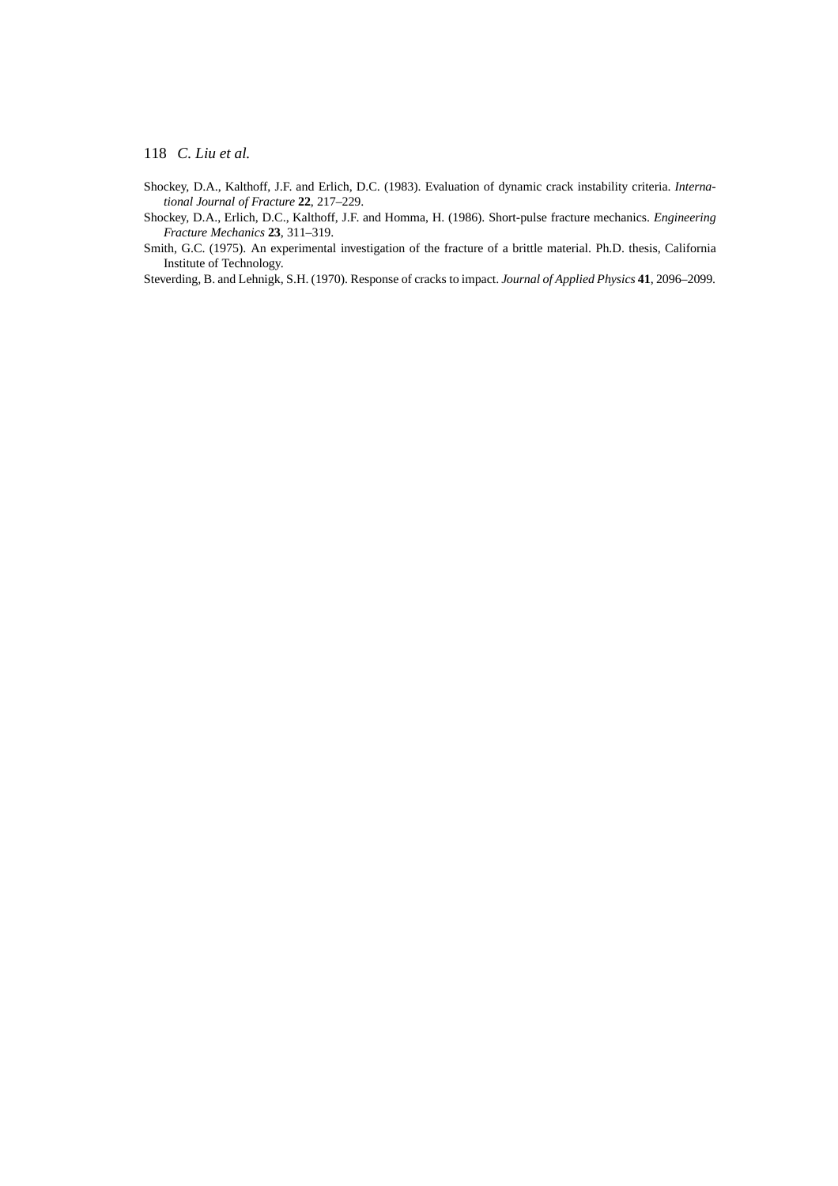Shockey, D.A., Kalthoff, J.F. and Erlich, D.C. (1983). Evaluation of dynamic crack instability criteria. *International Journal of Fracture* **22**, 217–229.

Shockey, D.A., Erlich, D.C., Kalthoff, J.F. and Homma, H. (1986). Short-pulse fracture mechanics. *Engineering Fracture Mechanics* **23**, 311–319.

Smith, G.C. (1975). An experimental investigation of the fracture of a brittle material. Ph.D. thesis, California Institute of Technology.

Steverding, B. and Lehnigk, S.H. (1970). Response of cracks to impact. *Journal of Applied Physics* **41**, 2096–2099.